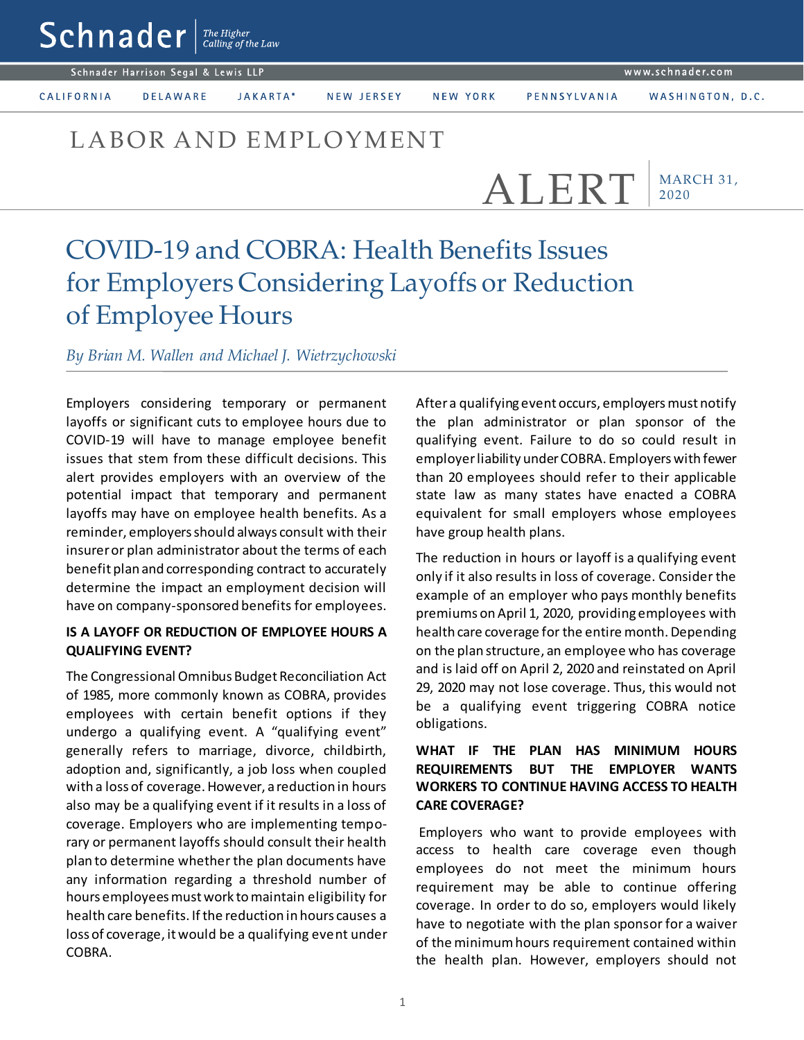# LABOR AND EMPLOYMENT

**ALERT** | MARCH 31, 2020

## COVID-19 and COBRA: Health Benefits Issues for Employers Considering Layoffs or Reduction of Employee Hours

*By Brian M. Wallen and Michael J. Wietrzychowski*

Employers considering temporary or permanent layoffs or significant cuts to employee hours due to COVID-19 will have to manage employee benefit issues that stem from these difficult decisions. This alert provides employers with an overview of the potential impact that temporary and permanent layoffs may have on employee health benefits. As a reminder, employers should always consult with their insurer or plan administrator about the terms of each benefit plan and corresponding contract to accurately determine the impact an employment decision will have on company-sponsored benefits for employees.

### IS A LAYOFF OR REDUCTION OF EMPLOYEE HOURS A QUALIFYING EVENT?

The Congressional Omnibus Budget Reconciliation Act of 1985, more commonly known as COBRA, provides employees with certain benefit options if they undergo a qualifying event. A "qualifying event" generally refers to marriage, divorce, childbirth, adoption and, significantly, a job loss when coupled with a loss of coverage. However, a reduction in hours also may be a qualifying event if it results in a loss of coverage. Employers who are implementing temporary or permanent layoffs should consult their health plan to determine whether the plan documents have any information regarding a threshold number of hours employees must work to maintain eligibility for health care benefits. If the reduction in hours causes a loss of coverage, it would be a qualifying event under COBRA.

After a qualifying event occurs, employers must notify the plan administrator or plan sponsor of the qualifying event. Failure to do so could result in employer liability under COBRA. Employers with fewer than 20 employees should refer to their applicable state law as many states have enacted a COBRA equivalent for small employers whose employees have group health plans.

The reduction in hours or layoff is a qualifying event only if it also results in loss of coverage. Consider the example of an employer who pays monthly benefits premiums on April 1, 2020, providing employees with health care coverage for the entire month. Depending on the plan structure, an employee who has coverage and is laid off on April 2, 2020 and reinstated on April 29, 2020 may not lose coverage. Thus, this would not be a qualifying event triggering COBRA notice obligations.

### WHAT IF THE PLAN HAS MINIMUM HOURS REQUIREMENTS BUT THE EMPLOYER WANTS WORKERS TO CONTINUE HAVING ACCESS TO HEALTH CARE COVERAGE?

Employers who want to provide employees with access to health care coverage even though employees do not meet the minimum hours requirement may be able to continue offering coverage. In order to do so, employers would likely have to negotiate with the plan sponsor for a waiver of the minimum hours requirement contained within the health plan. However, employers should not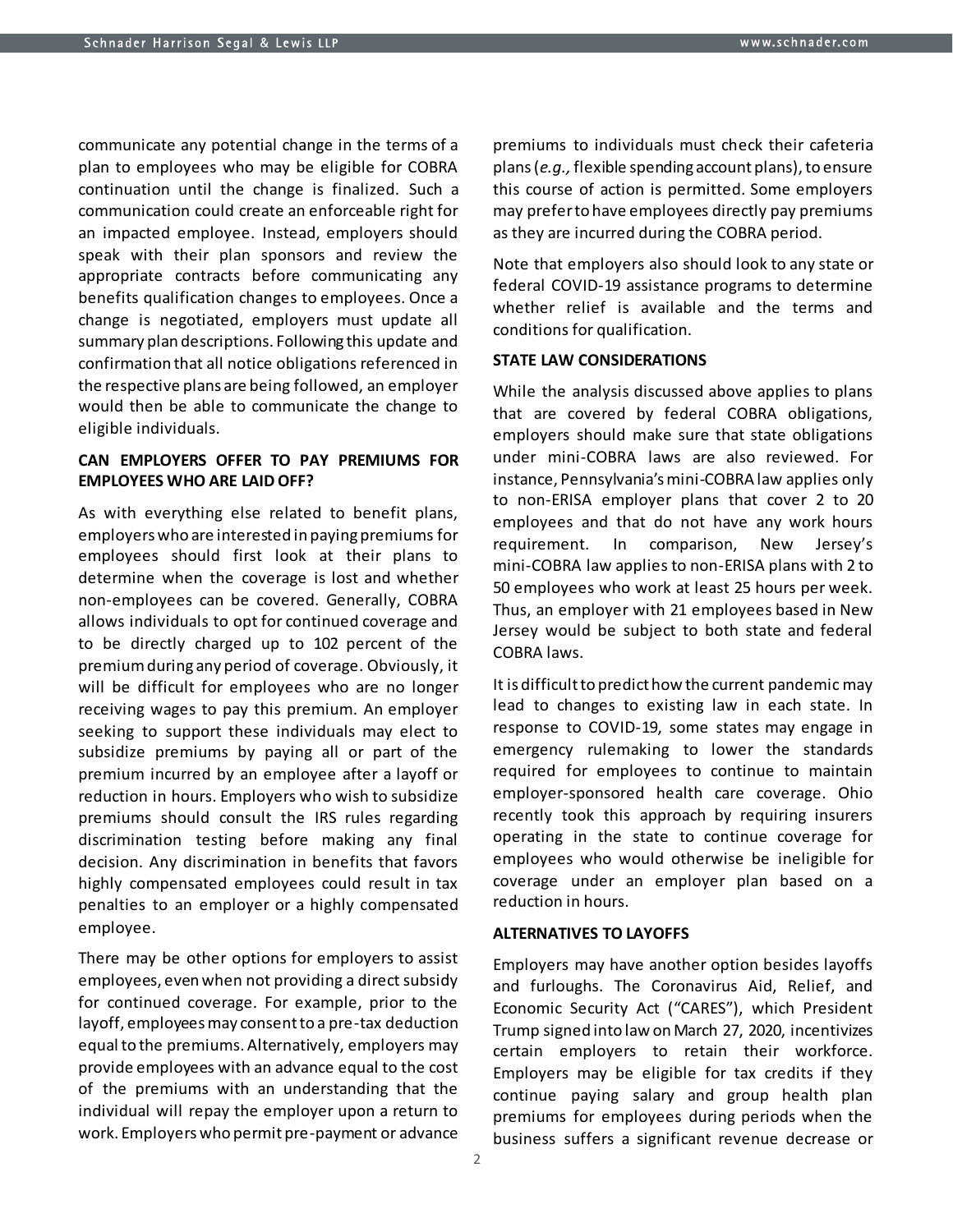communicate any potential change in the terms of a plan to employees who may be eligible for COBRA continuation until the change is finalized. Such a communication could create an enforceable right for an impacted employee. Instead, employers should speak with their plan sponsors and review the appropriate contracts before communicating any benefits qualification changes to employees. Once a change is negotiated, employers must update all summary plan descriptions. Following this update and confirmation that all notice obligations referenced in the respective plans are being followed, an employer would then be able to communicate the change to eligible individuals.

**CAN EMPLOYERS OFFER TO PAY PREMIUMS FOR EMPLOYEES WHO ARE LAID OFF?**

As with everything else related to benefit plans, employers who are interested in paying premiums for employees should first look at their plans to determine when the coverage is lost and whether non-employees can be covered. Generally, COBRA allows individuals to opt for continued coverage and to be directly charged up to 102 percent of the premium during any period of coverage. Obviously, it will be difficult for employees who are no longer receiving wages to pay this premium. An employer seeking to support these individuals may elect to subsidize premiums by paying all or part of the premium incurred by an employee after a layoff or reduction in hours. Employers who wish to subsidize premiums should consult the IRS rules regarding discrimination testing before making any final decision. Any discrimination in benefits that favors highly compensated employees could result in tax penalties to an employer or a highly compensated employee.

There may be other options for employers to assist employees, even when not providing a direct subsidy for continued coverage. For example, prior to the layoff, employees may consent to a pre-tax deduction equal to the premiums. Alternatively, employers may provide employees with an advance equal to the cost of the premiums with an understanding that the individual will repay the employer upon a return to work. Employers who permit pre-payment or advance premiums to individuals must check their cafeteria plans (*e.g.,* flexible spending account plans), to ensure this course of action is permitted. Some employers may prefer to have employees directly pay premiums as they are incurred during the COBRA period.

Note that employers also should look to any state or federal COVID-19 assistance programs to determine whether relief is available and the terms and conditions for qualification.

**STATE LAW CONSIDERATIONS**

While the analysis discussed above applies to plans that are covered by federal COBRA obligations, employers should make sure that state obligations under mini-COBRA laws are also reviewed. For instance, Pennsylvania's mini-COBRA law applies only to non-ERISA employer plans that cover 2 to 20 employees and that do not have any work hours requirement. In comparison, New Jersey's mini-COBRA law applies to non-ERISA plans with 2 to 50 employees who work at least 25 hours per week. Thus, an employer with 21 employees based in New Jersey would be subject to both state and federal COBRA laws.

It is difficult to predict how the current pandemic may lead to changes to existing law in each state. In response to COVID-19, some states may engage in emergency rulemaking to lower the standards required for employees to continue to maintain employer-sponsored health care coverage. Ohio recently took this approach by requiring insurers operating in the state to continue coverage for employees who would otherwise be ineligible for coverage under an employer plan based on a reduction in hours.

**ALTERNATIVES TO LAYOFFS**

Employers may have another option besides layoffs and furloughs. The Coronavirus Aid, Relief, and Economic Security Act ("CARES"), which President Trump signed into law on March 27, 2020, incentivizes certain employers to retain their workforce. Employers may be eligible for tax credits if they continue paying salary and group health plan premiums for employees during periods when the business suffers a significant revenue decrease or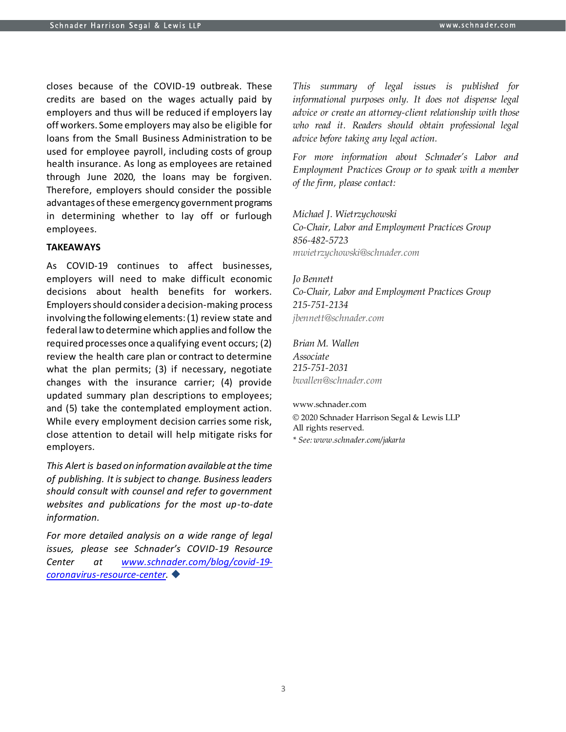closes because of the COVID-19 outbreak. These credits are based on the wages actually paid by employers and thus will be reduced if employers lay off workers. Some employers may also be eligible for loans from the Small Business Administration to be used for employee payroll, including costs of group health insurance. As long as employees are retained through June 2020, the loans may be forgiven. Therefore, employers should consider the possible advantages of these emergency government programs in determining whether to lay off or furlough employees.

**TAKEAWAYS**

As COVID-19 continues to affect businesses, employers will need to make difficult economic decisions about health benefits for workers. Employers should consider a decision-making process involving the following elements: (1) review state and federal law to determine which applies and follow the required processes once a qualifying event occurs; (2) review the health care plan or contract to determine what the plan permits; (3) if necessary, negotiate changes with the insurance carrier; (4) provide updated summary plan descriptions to employees; and (5) take the contemplated employment action. While every employment decision carries some risk, close attention to detail will help mitigate risks for employers.

*This Alert is based on information available at the time of publishing. It is subject to change. Business leaders should consult with counsel and refer to government websites and publications for the most up-to-date information.*

*For more detailed analysis on a wide range of legal issues, please see Schnader's COVID-19 Resource Center at [www.schnader.com/blog/covid-19-coronavirus-resource-center](www.schnader.com/blog/covid-19-coronavirus-resource-center).* ◆

*This summary of legal issues is published for informational purposes only. It does not dispense legal advice or create an attorney-client relationship with those who read it. Readers should obtain professional legal advice before taking any legal action.*

*For more information about Schnader's Labor and Employment Practices Group or to speak with a member of the firm, please contact:*

*Michael J. Wietrzychowski*
*Co-Chair, Labor and Employment Practices Group*
*856-482-5723*
*mwietrzychowski@schnader.com*

*Jo Bennett*
*Co-Chair, Labor and Employment Practices Group*
*215-751-2134*
*jbennett@schnader.com*

*Brian M. Wallen*
*Associate*
*215-751-2031*
*bwallen@schnader.com*

www.schnader.com
© 2020 Schnader Harrison Segal & Lewis LLP
All rights reserved.
*\* See: www.schnader.com/jakarta*